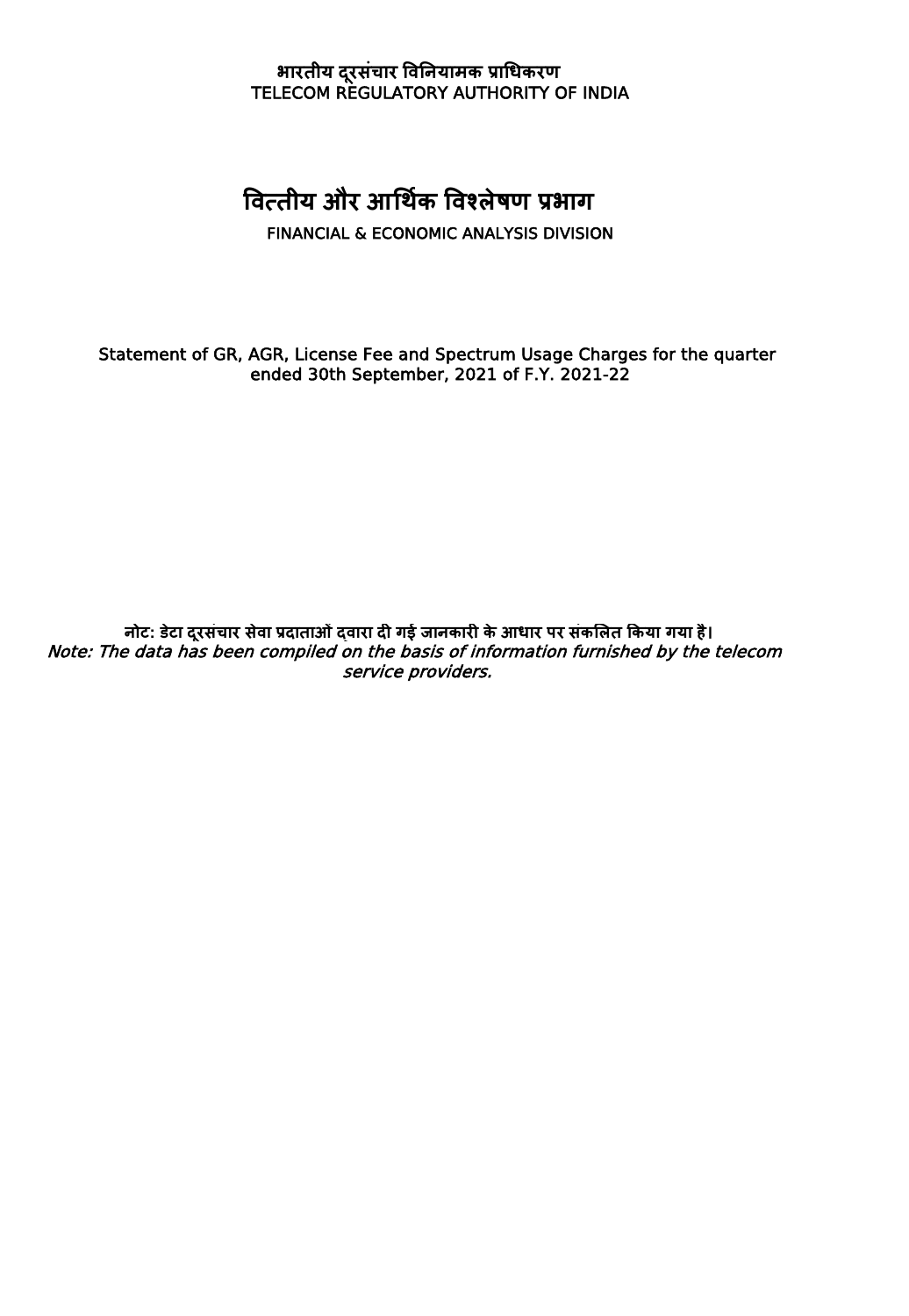भारतीय दूरसंचार विनियामक प्राधिकरण
TELECOM REGULATORY AUTHORITY OF INDIA

# वित्तीय और आर्थिक विश्लेषण प्रभाग

FINANCIAL & ECONOMIC ANALYSIS DIVISION

Statement of GR, AGR, License Fee and Spectrum Usage Charges for the quarter ended 30th September, 2021 of F.Y. 2021-22

**नोट: डेटा दूरसंचार सेवा प्रदाताओं द्वारा दी गई जानकारी के आधार पर संकलित किया गया है।**

*Note: The data has been compiled on the basis of information furnished by the telecom service providers.*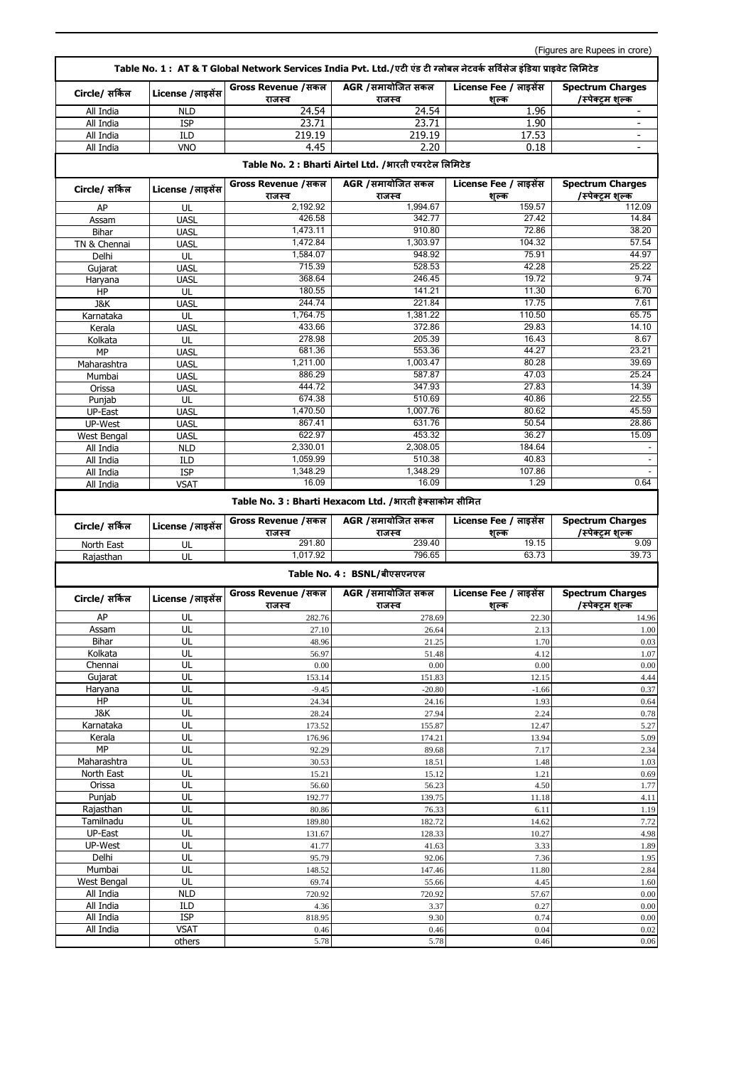(Figures are Rupees in crore)

**Table No. 1 : AT & T Global Network Services India Pvt. Ltd./एटी एंड टी ग्लोबल नेटवर्क सर्विसेज इंडिया प्राइवेट लिमिटेड**

| Circle/ सर्किल | License /लाइसेंस | Gross Revenue /सकल राजस्व | AGR /समायोजित सकल राजस्व | License Fee / लाइसेंस शुल्क | Spectrum Charges /स्पेक्ट्रम शुल्क |
|---|---|---|---|---|---|
| All India | NLD | 24.54 | 24.54 | 1.96 | - |
| All India | ISP | 23.71 | 23.71 | 1.90 | - |
| All India | ILD | 219.19 | 219.19 | 17.53 | - |
| All India | VNO | 4.45 | 2.20 | 0.18 | - |

**Table No. 2 : Bharti Airtel Ltd. /भारती एयरटेल लिमिटेड**

| Circle/ सर्किल | License /लाइसेंस | Gross Revenue /सकल राजस्व | AGR /समायोजित सकल राजस्व | License Fee / लाइसेंस शुल्क | Spectrum Charges /स्पेक्ट्रम शुल्क |
|---|---|---|---|---|---|
| AP | UL | 2,192.92 | 1,994.67 | 159.57 | 112.09 |
| Assam | UASL | 426.58 | 342.77 | 27.42 | 14.84 |
| Bihar | UASL | 1,473.11 | 910.80 | 72.86 | 38.20 |
| TN & Chennai | UASL | 1,472.84 | 1,303.97 | 104.32 | 57.54 |
| Delhi | UL | 1,584.07 | 948.92 | 75.91 | 44.97 |
| Gujarat | UASL | 715.39 | 528.53 | 42.28 | 25.22 |
| Haryana | UASL | 368.64 | 246.45 | 19.72 | 9.74 |
| HP | UL | 180.55 | 141.21 | 11.30 | 6.70 |
| J&K | UASL | 244.74 | 221.84 | 17.75 | 7.61 |
| Karnataka | UL | 1,764.75 | 1,381.22 | 110.50 | 65.75 |
| Kerala | UASL | 433.66 | 372.86 | 29.83 | 14.10 |
| Kolkata | UL | 278.98 | 205.39 | 16.43 | 8.67 |
| MP | UASL | 681.36 | 553.36 | 44.27 | 23.21 |
| Maharashtra | UASL | 1,211.00 | 1,003.47 | 80.28 | 39.69 |
| Mumbai | UASL | 886.29 | 587.87 | 47.03 | 25.24 |
| Orissa | UASL | 444.72 | 347.93 | 27.83 | 14.39 |
| Punjab | UL | 674.38 | 510.69 | 40.86 | 22.55 |
| UP-East | UASL | 1,470.50 | 1,007.76 | 80.62 | 45.59 |
| UP-West | UASL | 867.41 | 631.76 | 50.54 | 28.86 |
| West Bengal | UASL | 622.97 | 453.32 | 36.27 | 15.09 |
| All India | NLD | 2,330.01 | 2,308.05 | 184.64 | - |
| All India | ILD | 1,059.99 | 510.38 | 40.83 | - |
| All India | ISP | 1,348.29 | 1,348.29 | 107.86 | - |
| All India | VSAT | 16.09 | 16.09 | 1.29 | 0.64 |

**Table No. 3 : Bharti Hexacom Ltd. /भारती हेक्साकोम सीमित**

| Circle/ सर्किल | License /लाइसेंस | Gross Revenue /सकल राजस्व | AGR /समायोजित सकल राजस्व | License Fee / लाइसेंस शुल्क | Spectrum Charges /स्पेक्ट्रम शुल्क |
|---|---|---|---|---|---|
| North East | UL | 291.80 | 239.40 | 19.15 | 9.09 |
| Rajasthan | UL | 1,017.92 | 796.65 | 63.73 | 39.73 |

**Table No. 4 : BSNL/बीएसएनएल**

| Circle/ सर्किल | License /लाइसेंस | Gross Revenue /सकल राजस्व | AGR /समायोजित सकल राजस्व | License Fee / लाइसेंस शुल्क | Spectrum Charges /स्पेक्ट्रम शुल्क |
|---|---|---|---|---|---|
| AP | UL | 282.76 | 278.69 | 22.30 | 14.96 |
| Assam | UL | 27.10 | 26.64 | 2.13 | 1.00 |
| Bihar | UL | 48.96 | 21.25 | 1.70 | 0.03 |
| Kolkata | UL | 56.97 | 51.48 | 4.12 | 1.07 |
| Chennai | UL | 0.00 | 0.00 | 0.00 | 0.00 |
| Gujarat | UL | 153.14 | 151.83 | 12.15 | 4.44 |
| Haryana | UL | -9.45 | -20.80 | -1.66 | 0.37 |
| HP | UL | 24.34 | 24.16 | 1.93 | 0.64 |
| J&K | UL | 28.24 | 27.94 | 2.24 | 0.78 |
| Karnataka | UL | 173.52 | 155.87 | 12.47 | 5.27 |
| Kerala | UL | 176.96 | 174.21 | 13.94 | 5.09 |
| MP | UL | 92.29 | 89.68 | 7.17 | 2.34 |
| Maharashtra | UL | 30.53 | 18.51 | 1.48 | 1.03 |
| North East | UL | 15.21 | 15.12 | 1.21 | 0.69 |
| Orissa | UL | 56.60 | 56.23 | 4.50 | 1.77 |
| Punjab | UL | 192.77 | 139.75 | 11.18 | 4.11 |
| Rajasthan | UL | 80.86 | 76.33 | 6.11 | 1.19 |
| Tamilnadu | UL | 189.80 | 182.72 | 14.62 | 7.72 |
| UP-East | UL | 131.67 | 128.33 | 10.27 | 4.98 |
| UP-West | UL | 41.77 | 41.63 | 3.33 | 1.89 |
| Delhi | UL | 95.79 | 92.06 | 7.36 | 1.95 |
| Mumbai | UL | 148.52 | 147.46 | 11.80 | 2.84 |
| West Bengal | UL | 69.74 | 55.66 | 4.45 | 1.60 |
| All India | NLD | 720.92 | 720.92 | 57.67 | 0.00 |
| All India | ILD | 4.36 | 3.37 | 0.27 | 0.00 |
| All India | ISP | 818.95 | 9.30 | 0.74 | 0.00 |
| All India | VSAT | 0.46 | 0.46 | 0.04 | 0.02 |
| | others | 5.78 | 5.78 | 0.46 | 0.06 |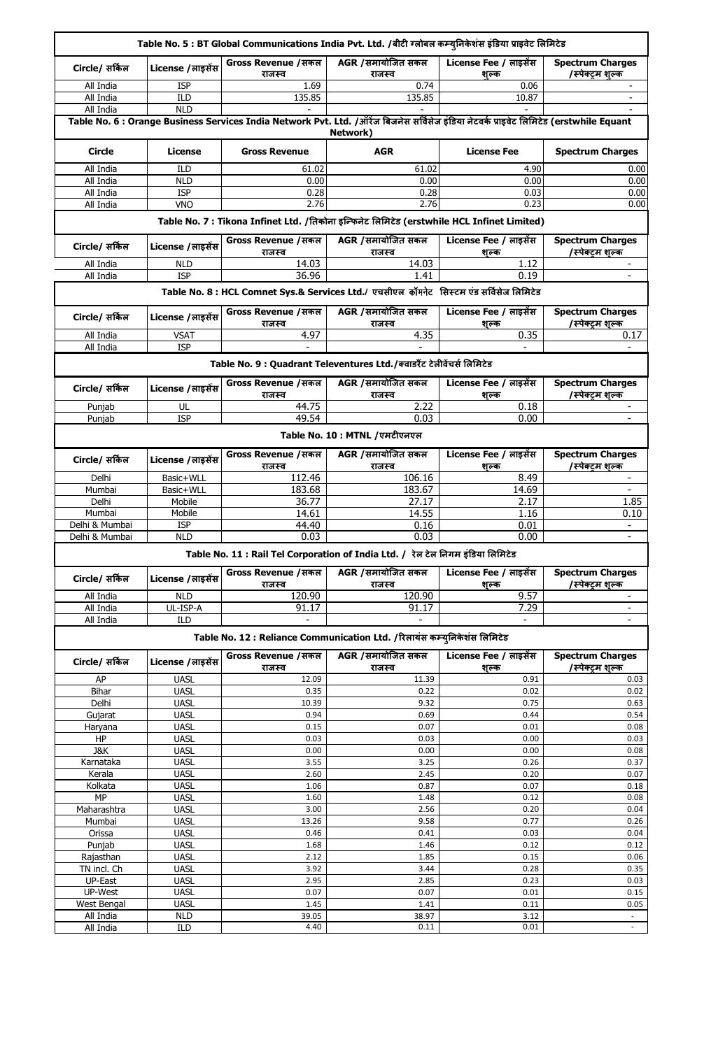Table No. 5 : BT Global Communications India Pvt. Ltd. /बीटी ग्लोबल कम्युनिकेशंस इंडिया प्राइवेट लिमिटेड

| Circle/ सर्किल | License /लाइसेंस | Gross Revenue /सकल राजस्व | AGR /समायोजित सकल राजस्व | License Fee / लाइसेंस शुल्क | Spectrum Charges /स्पेक्ट्रम शुल्क |
|---|---|---|---|---|---|
| All India | ISP | 1.69 | 0.74 | 0.06 | - |
| All India | ILD | 135.85 | 135.85 | 10.87 | - |
| All India | NLD | - | - | - | - |

Table No. 6 : Orange Business Services India Network Pvt. Ltd. /ऑरेंज बिजनेस सर्विसेज इंडिया नेटवर्क प्राइवेट लिमिटेड (erstwhile Equant Network)

| Circle | License | Gross Revenue | AGR | License Fee | Spectrum Charges |
|---|---|---|---|---|---|
| All India | ILD | 61.02 | 61.02 | 4.90 | 0.00 |
| All India | NLD | 0.00 | 0.00 | 0.00 | 0.00 |
| All India | ISP | 0.28 | 0.28 | 0.03 | 0.00 |
| All India | VNO | 2.76 | 2.76 | 0.23 | 0.00 |

Table No. 7 : Tikona Infinet Ltd. /तिकोना इन्फिनेट लिमिटेड (erstwhile HCL Infinet Limited)

| Circle/ सर्किल | License /लाइसेंस | Gross Revenue /सकल राजस्व | AGR /समायोजित सकल राजस्व | License Fee / लाइसेंस शुल्क | Spectrum Charges /स्पेक्ट्रम शुल्क |
|---|---|---|---|---|---|
| All India | NLD | 14.03 | 14.03 | 1.12 | - |
| All India | ISP | 36.96 | 1.41 | 0.19 | - |

Table No. 8 : HCL Comnet Sys.& Services Ltd./ एचसीएल कॉमनेट सिस्टम एंड सर्विसेज लिमिटेड

| Circle/ सर्किल | License /लाइसेंस | Gross Revenue /सकल राजस्व | AGR /समायोजित सकल राजस्व | License Fee / लाइसेंस शुल्क | Spectrum Charges /स्पेक्ट्रम शुल्क |
|---|---|---|---|---|---|
| All India | VSAT | 4.97 | 4.35 | 0.35 | 0.17 |
| All India | ISP | - | - | - | - |

Table No. 9 : Quadrant Televentures Ltd./क्वाडरैंट टेलीवेंचर्स लिमिटेड

| Circle/ सर्किल | License /लाइसेंस | Gross Revenue /सकल राजस्व | AGR /समायोजित सकल राजस्व | License Fee / लाइसेंस शुल्क | Spectrum Charges /स्पेक्ट्रम शुल्क |
|---|---|---|---|---|---|
| Punjab | UL | 44.75 | 2.22 | 0.18 | - |
| Punjab | ISP | 49.54 | 0.03 | 0.00 | - |

Table No. 10 : MTNL /एमटीएनएल

| Circle/ सर्किल | License /लाइसेंस | Gross Revenue /सकल राजस्व | AGR /समायोजित सकल राजस्व | License Fee / लाइसेंस शुल्क | Spectrum Charges /स्पेक्ट्रम शुल्क |
|---|---|---|---|---|---|
| Delhi | Basic+WLL | 112.46 | 106.16 | 8.49 | - |
| Mumbai | Basic+WLL | 183.68 | 183.67 | 14.69 | - |
| Delhi | Mobile | 36.77 | 27.17 | 2.17 | 1.85 |
| Mumbai | Mobile | 14.61 | 14.55 | 1.16 | 0.10 |
| Delhi & Mumbai | ISP | 44.40 | 0.16 | 0.01 | - |
| Delhi & Mumbai | NLD | 0.03 | 0.03 | 0.00 | - |

Table No. 11 : Rail Tel Corporation of India Ltd. / रेल टेल निगम इंडिया लिमिटेड

| Circle/ सर्किल | License /लाइसेंस | Gross Revenue /सकल राजस्व | AGR /समायोजित सकल राजस्व | License Fee / लाइसेंस शुल्क | Spectrum Charges /स्पेक्ट्रम शुल्क |
|---|---|---|---|---|---|
| All India | NLD | 120.90 | 120.90 | 9.57 | - |
| All India | UL-ISP-A | 91.17 | 91.17 | 7.29 | - |
| All India | ILD | - | - | - | - |

Table No. 12 : Reliance Communication Ltd. /रिलायंस कम्युनिकेशंस लिमिटेड

| Circle/ सर्किल | License /लाइसेंस | Gross Revenue /सकल राजस्व | AGR /समायोजित सकल राजस्व | License Fee / लाइसेंस शुल्क | Spectrum Charges /स्पेक्ट्रम शुल्क |
|---|---|---|---|---|---|
| AP | UASL | 12.09 | 11.39 | 0.91 | 0.03 |
| Bihar | UASL | 0.35 | 0.22 | 0.02 | 0.02 |
| Delhi | UASL | 10.39 | 9.32 | 0.75 | 0.63 |
| Gujarat | UASL | 0.94 | 0.69 | 0.44 | 0.54 |
| Haryana | UASL | 0.15 | 0.07 | 0.01 | 0.08 |
| HP | UASL | 0.03 | 0.03 | 0.00 | 0.03 |
| J&K | UASL | 0.00 | 0.00 | 0.00 | 0.08 |
| Karnataka | UASL | 3.55 | 3.25 | 0.26 | 0.37 |
| Kerala | UASL | 2.60 | 2.45 | 0.20 | 0.07 |
| Kolkata | UASL | 1.06 | 0.87 | 0.07 | 0.18 |
| MP | UASL | 1.60 | 1.48 | 0.12 | 0.08 |
| Maharashtra | UASL | 3.00 | 2.56 | 0.20 | 0.04 |
| Mumbai | UASL | 13.26 | 9.58 | 0.77 | 0.26 |
| Orissa | UASL | 0.46 | 0.41 | 0.03 | 0.04 |
| Punjab | UASL | 1.68 | 1.46 | 0.12 | 0.12 |
| Rajasthan | UASL | 2.12 | 1.85 | 0.15 | 0.06 |
| TN incl. Ch | UASL | 3.92 | 3.44 | 0.28 | 0.35 |
| UP-East | UASL | 2.95 | 2.85 | 0.23 | 0.03 |
| UP-West | UASL | 0.07 | 0.07 | 0.01 | 0.15 |
| West Bengal | UASL | 1.45 | 1.41 | 0.11 | 0.05 |
| All India | NLD | 39.05 | 38.97 | 3.12 | - |
| All India | ILD | 4.40 | 0.11 | 0.01 | - |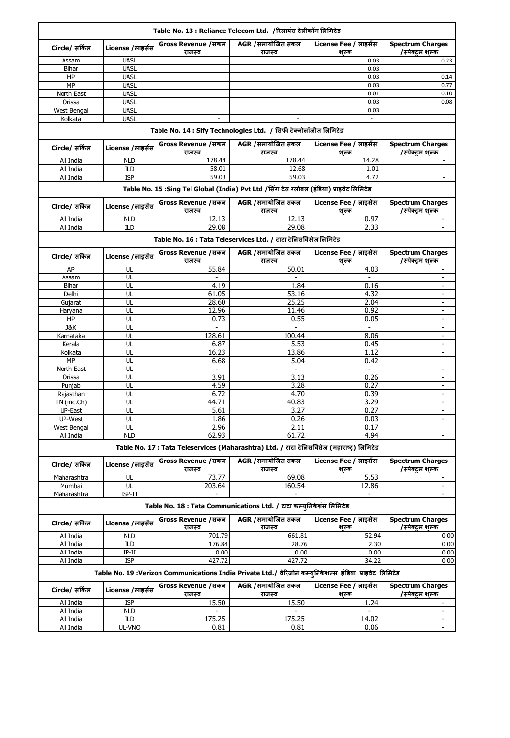### Table No. 13 : Reliance Telecom Ltd. /रिलायंस टेलीकॉम लिमिटेड

| Circle/ सर्किल | License /लाइसेंस | Gross Revenue /सकल राजस्व | AGR /समायोजित सकल राजस्व | License Fee / लाइसेंस शुल्क | Spectrum Charges /स्पेक्ट्रम शुल्क |
|---|---|---|---|---|---|
| Assam | UASL | | | 0.03 | 0.23 |
| Bihar | UASL | | | 0.03 | |
| HP | UASL | | | 0.03 | 0.14 |
| MP | UASL | | | 0.03 | 0.77 |
| North East | UASL | | | 0.01 | 0.10 |
| Orissa | UASL | | | 0.03 | 0.08 |
| West Bengal | UASL | | | 0.03 | |
| Kolkata | UASL | - | - | - | |

### Table No. 14 : Sify Technologies Ltd. / सिफी टेक्नोलॉजीज लिमिटेड

| Circle/ सर्किल | License /लाइसेंस | Gross Revenue /सकल राजस्व | AGR /समायोजित सकल राजस्व | License Fee / लाइसेंस शुल्क | Spectrum Charges /स्पेक्ट्रम शुल्क |
|---|---|---|---|---|---|
| All India | NLD | 178.44 | 178.44 | 14.28 | - |
| All India | ILD | 58.01 | 12.68 | 1.01 | - |
| All India | ISP | 59.03 | 59.03 | 4.72 | - |

### Table No. 15 :Sing Tel Global (India) Pvt Ltd /सिंग टेल ग्लोबल (इंडिया) प्राइवेट लिमिटेड

| Circle/ सर्किल | License /लाइसेंस | Gross Revenue /सकल राजस्व | AGR /समायोजित सकल राजस्व | License Fee / लाइसेंस शुल्क | Spectrum Charges /स्पेक्ट्रम शुल्क |
|---|---|---|---|---|---|
| All India | NLD | 12.13 | 12.13 | 0.97 | - |
| All India | ILD | 29.08 | 29.08 | 2.33 | - |

### Table No. 16 : Tata Teleservices Ltd. / टाटा टेलिसर्विसेज लिमिटेड

| Circle/ सर्किल | License /लाइसेंस | Gross Revenue /सकल राजस्व | AGR /समायोजित सकल राजस्व | License Fee / लाइसेंस शुल्क | Spectrum Charges /स्पेक्ट्रम शुल्क |
|---|---|---|---|---|---|
| AP | UL | 55.84 | 50.01 | 4.03 | - |
| Assam | UL | - | - | - | - |
| Bihar | UL | 4.19 | 1.84 | 0.16 | - |
| Delhi | UL | 61.05 | 53.16 | 4.32 | - |
| Gujarat | UL | 28.60 | 25.25 | 2.04 | - |
| Haryana | UL | 12.96 | 11.46 | 0.92 | - |
| HP | UL | 0.73 | 0.55 | 0.05 | - |
| J&K | UL | - | - | - | - |
| Karnataka | UL | 128.61 | 100.44 | 8.06 | - |
| Kerala | UL | 6.87 | 5.53 | 0.45 | - |
| Kolkata | UL | 16.23 | 13.86 | 1.12 | - |
| MP | UL | 6.68 | 5.04 | 0.42 | |
| North East | UL | - | - | - | - |
| Orissa | UL | 3.91 | 3.13 | 0.26 | - |
| Punjab | UL | 4.59 | 3.28 | 0.27 | - |
| Rajasthan | UL | 6.72 | 4.70 | 0.39 | - |
| TN (inc.Ch) | UL | 44.71 | 40.83 | 3.29 | - |
| UP-East | UL | 5.61 | 3.27 | 0.27 | - |
| UP-West | UL | 1.86 | 0.26 | 0.03 | - |
| West Bengal | UL | 2.96 | 2.11 | 0.17 | |
| All India | NLD | 62.93 | 61.72 | 4.94 | - |

### Table No. 17 : Tata Teleservices (Maharashtra) Ltd. / टाटा टेलिसर्विसेज (महाराष्ट्र) लिमिटेड

| Circle/ सर्किल | License /लाइसेंस | Gross Revenue /सकल राजस्व | AGR /समायोजित सकल राजस्व | License Fee / लाइसेंस शुल्क | Spectrum Charges /स्पेक्ट्रम शुल्क |
|---|---|---|---|---|---|
| Maharashtra | UL | 73.77 | 69.08 | 5.53 | - |
| Mumbai | UL | 203.64 | 160.54 | 12.86 | - |
| Maharashtra | ISP-IT | - | - | - | - |

### Table No. 18 : Tata Communications Ltd. / टाटा कम्युनिकेशंस लिमिटेड

| Circle/ सर्किल | License /लाइसेंस | Gross Revenue /सकल राजस्व | AGR /समायोजित सकल राजस्व | License Fee / लाइसेंस शुल्क | Spectrum Charges /स्पेक्ट्रम शुल्क |
|---|---|---|---|---|---|
| All India | NLD | 701.79 | 661.81 | 52.94 | 0.00 |
| All India | ILD | 176.84 | 28.76 | 2.30 | 0.00 |
| All India | IP-II | 0.00 | 0.00 | 0.00 | 0.00 |
| All India | ISP | 427.72 | 427.72 | 34.22 | 0.00 |

### Table No. 19 :Verizon Communications India Private Ltd./ वेरिज़ोन कम्युनिकेशन्स इंडिया प्राइवेट लिमिटेड

| Circle/ सर्किल | License /लाइसेंस | Gross Revenue /सकल राजस्व | AGR /समायोजित सकल राजस्व | License Fee / लाइसेंस शुल्क | Spectrum Charges /स्पेक्ट्रम शुल्क |
|---|---|---|---|---|---|
| All India | ISP | 15.50 | 15.50 | 1.24 | - |
| All India | NLD | - | - | - | - |
| All India | ILD | 175.25 | 175.25 | 14.02 | - |
| All India | UL-VNO | 0.81 | 0.81 | 0.06 | - |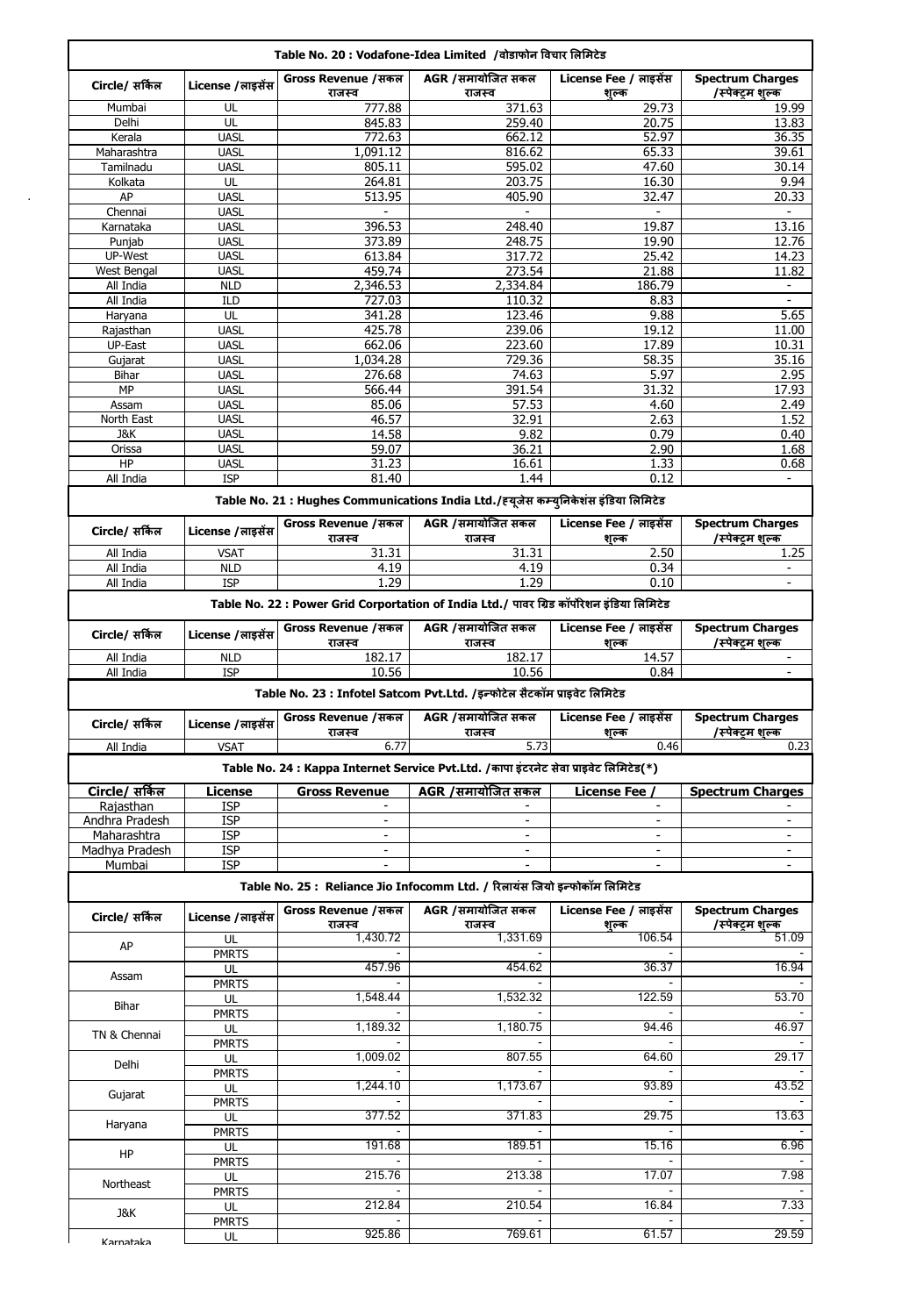### Table No. 20 : Vodafone-Idea Limited /वोडाफोन विचार लिमिटेड

| Circle/ सर्किल | License /लाइसेंस | Gross Revenue /सकल राजस्व | AGR /समायोजित सकल राजस्व | License Fee / लाइसेंस शुल्क | Spectrum Charges /स्पेक्ट्रम शुल्क |
|---|---|---|---|---|---|
| Mumbai | UL | 777.88 | 371.63 | 29.73 | 19.99 |
| Delhi | UL | 845.83 | 259.40 | 20.75 | 13.83 |
| Kerala | UASL | 772.63 | 662.12 | 52.97 | 36.35 |
| Maharashtra | UASL | 1,091.12 | 816.62 | 65.33 | 39.61 |
| Tamilnadu | UASL | 805.11 | 595.02 | 47.60 | 30.14 |
| Kolkata | UL | 264.81 | 203.75 | 16.30 | 9.94 |
| AP | UASL | 513.95 | 405.90 | 32.47 | 20.33 |
| Chennai | UASL | - | - | - | - |
| Karnataka | UASL | 396.53 | 248.40 | 19.87 | 13.16 |
| Punjab | UASL | 373.89 | 248.75 | 19.90 | 12.76 |
| UP-West | UASL | 613.84 | 317.72 | 25.42 | 14.23 |
| West Bengal | UASL | 459.74 | 273.54 | 21.88 | 11.82 |
| All India | NLD | 2,346.53 | 2,334.84 | 186.79 | - |
| All India | ILD | 727.03 | 110.32 | 8.83 | - |
| Haryana | UL | 341.28 | 123.46 | 9.88 | 5.65 |
| Rajasthan | UASL | 425.78 | 239.06 | 19.12 | 11.00 |
| UP-East | UASL | 662.06 | 223.60 | 17.89 | 10.31 |
| Gujarat | UASL | 1,034.28 | 729.36 | 58.35 | 35.16 |
| Bihar | UASL | 276.68 | 74.63 | 5.97 | 2.95 |
| MP | UASL | 566.44 | 391.54 | 31.32 | 17.93 |
| Assam | UASL | 85.06 | 57.53 | 4.60 | 2.49 |
| North East | UASL | 46.57 | 32.91 | 2.63 | 1.52 |
| J&K | UASL | 14.58 | 9.82 | 0.79 | 0.40 |
| Orissa | UASL | 59.07 | 36.21 | 2.90 | 1.68 |
| HP | UASL | 31.23 | 16.61 | 1.33 | 0.68 |
| All India | ISP | 81.40 | 1.44 | 0.12 | - |

### Table No. 21 : Hughes Communications India Ltd./ह्यूजेस कम्युनिकेशंस इंडिया लिमिटेड

| Circle/ सर्किल | License /लाइसेंस | Gross Revenue /सकल राजस्व | AGR /समायोजित सकल राजस्व | License Fee / लाइसेंस शुल्क | Spectrum Charges /स्पेक्ट्रम शुल्क |
|---|---|---|---|---|---|
| All India | VSAT | 31.31 | 31.31 | 2.50 | 1.25 |
| All India | NLD | 4.19 | 4.19 | 0.34 | - |
| All India | ISP | 1.29 | 1.29 | 0.10 | - |

### Table No. 22 : Power Grid Corportation of India Ltd./ पावर ग्रिड कॉर्पोरेशन इंडिया लिमिटेड

| Circle/ सर्किल | License /लाइसेंस | Gross Revenue /सकल राजस्व | AGR /समायोजित सकल राजस्व | License Fee / लाइसेंस शुल्क | Spectrum Charges /स्पेक्ट्रम शुल्क |
|---|---|---|---|---|---|
| All India | NLD | 182.17 | 182.17 | 14.57 | - |
| All India | ISP | 10.56 | 10.56 | 0.84 | - |

### Table No. 23 : Infotel Satcom Pvt.Ltd. /इन्फोटेल सैटकॉम प्राइवेट लिमिटेड

| Circle/ सर्किल | License /लाइसेंस | Gross Revenue /सकल राजस्व | AGR /समायोजित सकल राजस्व | License Fee / लाइसेंस शुल्क | Spectrum Charges /स्पेक्ट्रम शुल्क |
|---|---|---|---|---|---|
| All India | VSAT | 6.77 | 5.73 | 0.46 | 0.23 |

### Table No. 24 : Kappa Internet Service Pvt.Ltd. /कापा इंटरनेट सेवा प्राइवेट लिमिटेड(*)

| Circle/ सर्किल | License | Gross Revenue | AGR /समायोजित सकल | License Fee / | Spectrum Charges |
|---|---|---|---|---|---|
| Rajasthan | ISP | - | - | - | - |
| Andhra Pradesh | ISP | - | - | - | - |
| Maharashtra | ISP | - | - | - | - |
| Madhya Pradesh | ISP | - | - | - | - |
| Mumbai | ISP | - | - | - | - |

### Table No. 25 : Reliance Jio Infocomm Ltd. / रिलायंस जियो इन्फोकॉम लिमिटेड

| Circle/ सर्किल | License /लाइसेंस | Gross Revenue /सकल राजस्व | AGR /समायोजित सकल राजस्व | License Fee / लाइसेंस शुल्क | Spectrum Charges /स्पेक्ट्रम शुल्क |
|---|---|---|---|---|---|
| AP | UL | 1,430.72 | 1,331.69 | 106.54 | 51.09 |
| | PMRTS | - | - | - | - |
| Assam | UL | 457.96 | 454.62 | 36.37 | 16.94 |
| | PMRTS | - | - | - | - |
| Bihar | UL | 1,548.44 | 1,532.32 | 122.59 | 53.70 |
| | PMRTS | - | - | - | - |
| TN & Chennai | UL | 1,189.32 | 1,180.75 | 94.46 | 46.97 |
| | PMRTS | - | - | - | - |
| Delhi | UL | 1,009.02 | 807.55 | 64.60 | 29.17 |
| | PMRTS | - | - | - | - |
| Gujarat | UL | 1,244.10 | 1,173.67 | 93.89 | 43.52 |
| | PMRTS | - | - | - | - |
| Haryana | UL | 377.52 | 371.83 | 29.75 | 13.63 |
| | PMRTS | - | - | - | - |
| HP | UL | 191.68 | 189.51 | 15.16 | 6.96 |
| | PMRTS | - | - | - | - |
| Northeast | UL | 215.76 | 213.38 | 17.07 | 7.98 |
| | PMRTS | - | - | - | - |
| J&K | UL | 212.84 | 210.54 | 16.84 | 7.33 |
| | PMRTS | - | - | - | - |
| Karnataka | UL | 925.86 | 769.61 | 61.57 | 29.59 |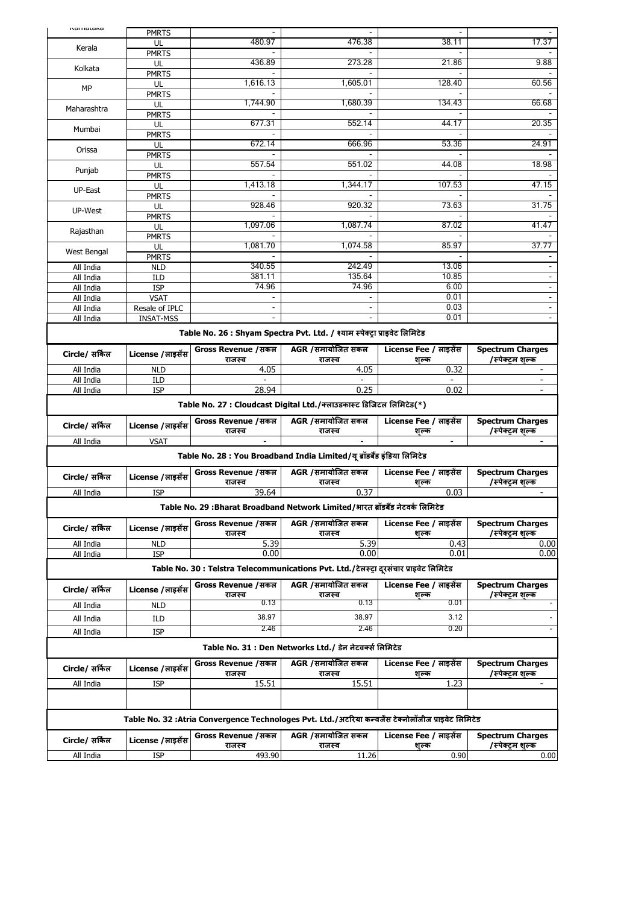| | | | | | |
|---|---|---|---|---|---|
| Karnataka | PMRTS | - | - | - | - |
| Kerala | UL | 480.97 | 476.38 | 38.11 | 17.37 |
| | PMRTS | - | - | - | - |
| Kolkata | UL | 436.89 | 273.28 | 21.86 | 9.88 |
| | PMRTS | - | - | - | - |
| MP | UL | 1,616.13 | 1,605.01 | 128.40 | 60.56 |
| | PMRTS | - | - | - | - |
| Maharashtra | UL | 1,744.90 | 1,680.39 | 134.43 | 66.68 |
| | PMRTS | - | - | - | - |
| Mumbai | UL | 677.31 | 552.14 | 44.17 | 20.35 |
| | PMRTS | - | - | - | - |
| Orissa | UL | 672.14 | 666.96 | 53.36 | 24.91 |
| | PMRTS | - | - | - | - |
| Punjab | UL | 557.54 | 551.02 | 44.08 | 18.98 |
| | PMRTS | - | - | - | - |
| UP-East | UL | 1,413.18 | 1,344.17 | 107.53 | 47.15 |
| | PMRTS | - | - | - | - |
| UP-West | UL | 928.46 | 920.32 | 73.63 | 31.75 |
| | PMRTS | - | - | - | - |
| Rajasthan | UL | 1,097.06 | 1,087.74 | 87.02 | 41.47 |
| | PMRTS | - | - | - | - |
| West Bengal | UL | 1,081.70 | 1,074.58 | 85.97 | 37.77 |
| | PMRTS | - | - | - | - |
| All India | NLD | 340.55 | 242.49 | 13.06 | - |
| All India | ILD | 381.11 | 135.64 | 10.85 | - |
| All India | ISP | 74.96 | 74.96 | 6.00 | - |
| All India | VSAT | - | - | 0.01 | - |
| All India | Resale of IPLC | - | - | 0.03 | - |
| All India | INSAT-MSS | - | - | 0.01 | - |

**Table No. 26 : Shyam Spectra Pvt. Ltd. / श्याम स्पेक्ट्रा प्राइवेट लिमिटेड**

| Circle/ सर्किल | License /लाइसेंस | Gross Revenue /सकल राजस्व | AGR /समायोजित सकल राजस्व | License Fee / लाइसेंस शुल्क | Spectrum Charges /स्पेक्ट्रम शुल्क |
|---|---|---|---|---|---|
| All India | NLD | 4.05 | 4.05 | 0.32 | - |
| All India | ILD | - | - | - | - |
| All India | ISP | 28.94 | 0.25 | 0.02 | - |

**Table No. 27 : Cloudcast Digital Ltd./क्लाउडकास्ट डिजिटल लिमिटेड(*)**

| Circle/ सर्किल | License /लाइसेंस | Gross Revenue /सकल राजस्व | AGR /समायोजित सकल राजस्व | License Fee / लाइसेंस शुल्क | Spectrum Charges /स्पेक्ट्रम शुल्क |
|---|---|---|---|---|---|
| All India | VSAT | - | - | - | - |

**Table No. 28 : You Broadband India Limited/यू ब्रॉडबैंड इंडिया लिमिटेड**

| Circle/ सर्किल | License /लाइसेंस | Gross Revenue /सकल राजस्व | AGR /समायोजित सकल राजस्व | License Fee / लाइसेंस शुल्क | Spectrum Charges /स्पेक्ट्रम शुल्क |
|---|---|---|---|---|---|
| All India | ISP | 39.64 | 0.37 | 0.03 | - |

**Table No. 29 :Bharat Broadband Network Limited/भारत ब्रॉडबैंड नेटवर्क लिमिटेड**

| Circle/ सर्किल | License /लाइसेंस | Gross Revenue /सकल राजस्व | AGR /समायोजित सकल राजस्व | License Fee / लाइसेंस शुल्क | Spectrum Charges /स्पेक्ट्रम शुल्क |
|---|---|---|---|---|---|
| All India | NLD | 5.39 | 5.39 | 0.43 | 0.00 |
| All India | ISP | 0.00 | 0.00 | 0.01 | 0.00 |

**Table No. 30 : Telstra Telecommunications Pvt. Ltd./टेलस्ट्रा दूरसंचार प्राइवेट लिमिटेड**

| Circle/ सर्किल | License /लाइसेंस | Gross Revenue /सकल राजस्व | AGR /समायोजित सकल राजस्व | License Fee / लाइसेंस शुल्क | Spectrum Charges /स्पेक्ट्रम शुल्क |
|---|---|---|---|---|---|
| All India | NLD | 0.13 | 0.13 | 0.01 | - |
| All India | ILD | 38.97 | 38.97 | 3.12 | - |
| All India | ISP | 2.46 | 2.46 | 0.20 | - |

**Table No. 31 : Den Networks Ltd./ डेन नेटवर्क्स लिमिटेड**

| Circle/ सर्किल | License /लाइसेंस | Gross Revenue /सकल राजस्व | AGR /समायोजित सकल राजस्व | License Fee / लाइसेंस शुल्क | Spectrum Charges /स्पेक्ट्रम शुल्क |
|---|---|---|---|---|---|
| All India | ISP | 15.51 | 15.51 | 1.23 | - |

**Table No. 32 :Atria Convergence Technologies Pvt. Ltd./अटरिया कन्वर्जेंस टेक्नोलॉजीज प्राइवेट लिमिटेड**

| Circle/ सर्किल | License /लाइसेंस | Gross Revenue /सकल राजस्व | AGR /समायोजित सकल राजस्व | License Fee / लाइसेंस शुल्क | Spectrum Charges /स्पेक्ट्रम शुल्क |
|---|---|---|---|---|---|
| All India | ISP | 493.90 | 11.26 | 0.90 | 0.00 |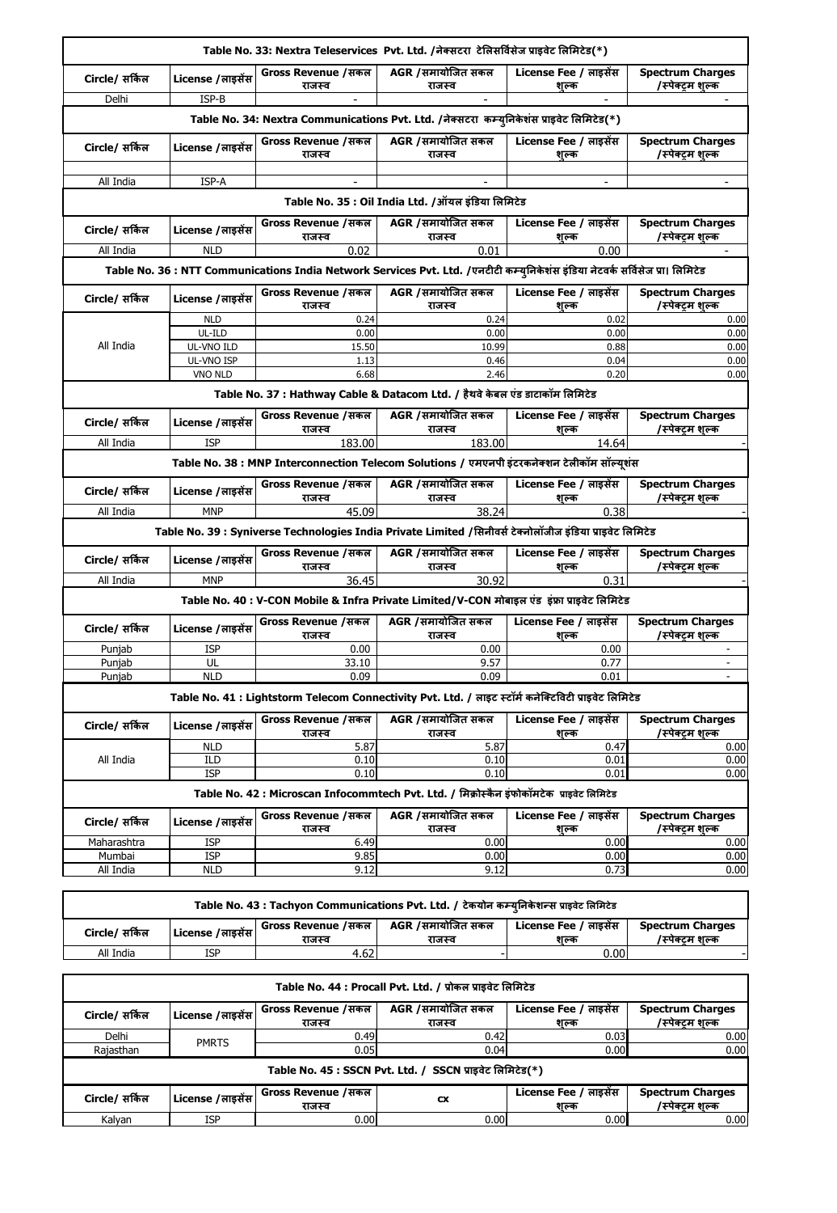### Table No. 33: Nextra Teleservices Pvt. Ltd. /नेक्सटरा टेलिसर्विसेज प्राइवेट लिमिटेड(*)

| Circle/ सर्किल | License /लाइसेंस | Gross Revenue /सकल राजस्व | AGR /समायोजित सकल राजस्व | License Fee / लाइसेंस शुल्क | Spectrum Charges /स्पेक्ट्रम शुल्क |
|---|---|---|---|---|---|
| Delhi | ISP-B | - | - | - | - |

### Table No. 34: Nextra Communications Pvt. Ltd. /नेक्सटरा कम्युनिकेशंस प्राइवेट लिमिटेड(*)

| Circle/ सर्किल | License /लाइसेंस | Gross Revenue /सकल राजस्व | AGR /समायोजित सकल राजस्व | License Fee / लाइसेंस शुल्क | Spectrum Charges /स्पेक्ट्रम शुल्क |
|---|---|---|---|---|---|
| All India | ISP-A | - | - | - | - |

### Table No. 35 : Oil India Ltd. /ऑयल इंडिया लिमिटेड

| Circle/ सर्किल | License /लाइसेंस | Gross Revenue /सकल राजस्व | AGR /समायोजित सकल राजस्व | License Fee / लाइसेंस शुल्क | Spectrum Charges /स्पेक्ट्रम शुल्क |
|---|---|---|---|---|---|
| All India | NLD | 0.02 | 0.01 | 0.00 | - |

### Table No. 36 : NTT Communications India Network Services Pvt. Ltd. /एनटीटी कम्युनिकेशंस इंडिया नेटवर्क सर्विसेज प्रा। लिमिटेड

| Circle/ सर्किल | License /लाइसेंस | Gross Revenue /सकल राजस्व | AGR /समायोजित सकल राजस्व | License Fee / लाइसेंस शुल्क | Spectrum Charges /स्पेक्ट्रम शुल्क |
|---|---|---|---|---|---|
| All India | NLD | 0.24 | 0.24 | 0.02 | 0.00 |
| | UL-ILD | 0.00 | 0.00 | 0.00 | 0.00 |
| | UL-VNO ILD | 15.50 | 10.99 | 0.88 | 0.00 |
| | UL-VNO ISP | 1.13 | 0.46 | 0.04 | 0.00 |
| | VNO NLD | 6.68 | 2.46 | 0.20 | 0.00 |

### Table No. 37 : Hathway Cable & Datacom Ltd. / हैथवे केबल एंड डाटाकॉम लिमिटेड

| Circle/ सर्किल | License /लाइसेंस | Gross Revenue /सकल राजस्व | AGR /समायोजित सकल राजस्व | License Fee / लाइसेंस शुल्क | Spectrum Charges /स्पेक्ट्रम शुल्क |
|---|---|---|---|---|---|
| All India | ISP | 183.00 | 183.00 | 14.64 | - |

### Table No. 38 : MNP Interconnection Telecom Solutions / एमएनपी इंटरकनेक्शन टेलीकॉम सॉल्यूशंस

| Circle/ सर्किल | License /लाइसेंस | Gross Revenue /सकल राजस्व | AGR /समायोजित सकल राजस्व | License Fee / लाइसेंस शुल्क | Spectrum Charges /स्पेक्ट्रम शुल्क |
|---|---|---|---|---|---|
| All India | MNP | 45.09 | 38.24 | 0.38 | - |

### Table No. 39 : Syniverse Technologies India Private Limited /सिनीवर्स टेक्नोलॉजीज इंडिया प्राइवेट लिमिटेड

| Circle/ सर्किल | License /लाइसेंस | Gross Revenue /सकल राजस्व | AGR /समायोजित सकल राजस्व | License Fee / लाइसेंस शुल्क | Spectrum Charges /स्पेक्ट्रम शुल्क |
|---|---|---|---|---|---|
| All India | MNP | 36.45 | 30.92 | 0.31 | - |

### Table No. 40 : V-CON Mobile & Infra Private Limited/V-CON मोबाइल एंड इंफ्रा प्राइवेट लिमिटेड

| Circle/ सर्किल | License /लाइसेंस | Gross Revenue /सकल राजस्व | AGR /समायोजित सकल राजस्व | License Fee / लाइसेंस शुल्क | Spectrum Charges /स्पेक्ट्रम शुल्क |
|---|---|---|---|---|---|
| Punjab | ISP | 0.00 | 0.00 | 0.00 | - |
| Punjab | UL | 33.10 | 9.57 | 0.77 | - |
| Punjab | NLD | 0.09 | 0.09 | 0.01 | - |

### Table No. 41 : Lightstorm Telecom Connectivity Pvt. Ltd. / लाइट स्टॉर्म कनेक्टिविटी प्राइवेट लिमिटेड

| Circle/ सर्किल | License /लाइसेंस | Gross Revenue /सकल राजस्व | AGR /समायोजित सकल राजस्व | License Fee / लाइसेंस शुल्क | Spectrum Charges /स्पेक्ट्रम शुल्क |
|---|---|---|---|---|---|
| All India | NLD | 5.87 | 5.87 | 0.47 | 0.00 |
| | ILD | 0.10 | 0.10 | 0.01 | 0.00 |
| | ISP | 0.10 | 0.10 | 0.01 | 0.00 |

### Table No. 42 : Microscan Infocommtech Pvt. Ltd. / मिक्रोस्कैन इंफोकॉमटेक प्राइवेट लिमिटेड

| Circle/ सर्किल | License /लाइसेंस | Gross Revenue /सकल राजस्व | AGR /समायोजित सकल राजस्व | License Fee / लाइसेंस शुल्क | Spectrum Charges /स्पेक्ट्रम शुल्क |
|---|---|---|---|---|---|
| Maharashtra | ISP | 6.49 | 0.00 | 0.00 | 0.00 |
| Mumbai | ISP | 9.85 | 0.00 | 0.00 | 0.00 |
| All India | NLD | 9.12 | 9.12 | 0.73 | 0.00 |

### Table No. 43 : Tachyon Communications Pvt. Ltd. / टेकयोन कम्युनिकेशन्स प्राइवेट लिमिटेड

| Circle/ सर्किल | License /लाइसेंस | Gross Revenue /सकल राजस्व | AGR /समायोजित सकल राजस्व | License Fee / लाइसेंस शुल्क | Spectrum Charges /स्पेक्ट्रम शुल्क |
|---|---|---|---|---|---|
| All India | ISP | 4.62 | - | 0.00 | - |

### Table No. 44 : Procall Pvt. Ltd. / प्रोकल प्राइवेट लिमिटेड

| Circle/ सर्किल | License /लाइसेंस | Gross Revenue /सकल राजस्व | AGR /समायोजित सकल राजस्व | License Fee / लाइसेंस शुल्क | Spectrum Charges /स्पेक्ट्रम शुल्क |
|---|---|---|---|---|---|
| Delhi | PMRTS | 0.49 | 0.42 | 0.03 | 0.00 |
| Rajasthan | | 0.05 | 0.04 | 0.00 | 0.00 |

### Table No. 45 : SSCN Pvt. Ltd. / SSCN प्राइवेट लिमिटेड(*)

| Circle/ सर्किल | License /लाइसेंस | Gross Revenue /सकल राजस्व | cx | License Fee / लाइसेंस शुल्क | Spectrum Charges /स्पेक्ट्रम शुल्क |
|---|---|---|---|---|---|
| Kalyan | ISP | 0.00 | 0.00 | 0.00 | 0.00 |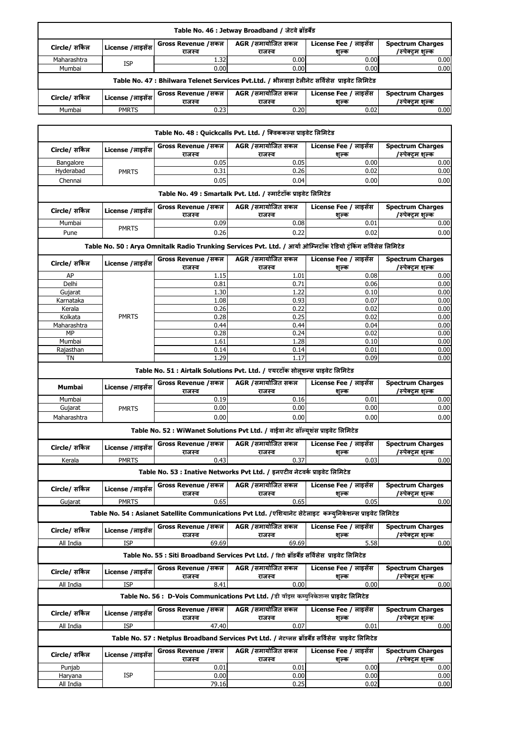### Table No. 46 : Jetway Broadband / जेटवे ब्रॉडबैंड

| Circle/ सर्किल | License /लाइसेंस | Gross Revenue /सकल राजस्व | AGR /समायोजित सकल राजस्व | License Fee / लाइसेंस शुल्क | Spectrum Charges /स्पेक्ट्रम शुल्क |
|---|---|---|---|---|---|
| Maharashtra | ISP | 1.32 | 0.00 | 0.00 | 0.00 |
| Mumbai | | 0.00 | 0.00 | 0.00 | 0.00 |

### Table No. 47 : Bhilwara Telenet Services Pvt.Ltd. / भीलवाड़ा टेलीनेट सर्विसेस प्राइवेट लिमिटेड

| Circle/ सर्किल | License /लाइसेंस | Gross Revenue /सकल राजस्व | AGR /समायोजित सकल राजस्व | License Fee / लाइसेंस शुल्क | Spectrum Charges /स्पेक्ट्रम शुल्क |
|---|---|---|---|---|---|
| Mumbai | PMRTS | 0.23 | 0.20 | 0.02 | 0.00 |

### Table No. 48 : Quickcalls Pvt. Ltd. / क्विककल्स प्राइवेट लिमिटेड

| Circle/ सर्किल | License /लाइसेंस | Gross Revenue /सकल राजस्व | AGR /समायोजित सकल राजस्व | License Fee / लाइसेंस शुल्क | Spectrum Charges /स्पेक्ट्रम शुल्क |
|---|---|---|---|---|---|
| Bangalore | PMRTS | 0.05 | 0.05 | 0.00 | 0.00 |
| Hyderabad | | 0.31 | 0.26 | 0.02 | 0.00 |
| Chennai | | 0.05 | 0.04 | 0.00 | 0.00 |

### Table No. 49 : Smartalk Pvt. Ltd. / स्मार्टटॉक प्राइवेट लिमिटेड

| Circle/ सर्किल | License /लाइसेंस | Gross Revenue /सकल राजस्व | AGR /समायोजित सकल राजस्व | License Fee / लाइसेंस शुल्क | Spectrum Charges /स्पेक्ट्रम शुल्क |
|---|---|---|---|---|---|
| Mumbai | PMRTS | 0.09 | 0.08 | 0.01 | 0.00 |
| Pune | | 0.26 | 0.22 | 0.02 | 0.00 |

### Table No. 50 : Arya Omnitalk Radio Trunking Services Pvt. Ltd. / आर्या ओम्निटॉक रेडियो ट्रंकिंग सर्विसेस लिमिटेड

| Circle/ सर्किल | License /लाइसेंस | Gross Revenue /सकल राजस्व | AGR /समायोजित सकल राजस्व | License Fee / लाइसेंस शुल्क | Spectrum Charges /स्पेक्ट्रम शुल्क |
|---|---|---|---|---|---|
| AP | PMRTS | 1.15 | 1.01 | 0.08 | 0.00 |
| Delhi | | 0.81 | 0.71 | 0.06 | 0.00 |
| Gujarat | | 1.30 | 1.22 | 0.10 | 0.00 |
| Karnataka | | 1.08 | 0.93 | 0.07 | 0.00 |
| Kerala | | 0.26 | 0.22 | 0.02 | 0.00 |
| Kolkata | | 0.28 | 0.25 | 0.02 | 0.00 |
| Maharashtra | | 0.44 | 0.44 | 0.04 | 0.00 |
| MP | | 0.28 | 0.24 | 0.02 | 0.00 |
| Mumbai | | 1.61 | 1.28 | 0.10 | 0.00 |
| Rajasthan | | 0.14 | 0.14 | 0.01 | 0.00 |
| TN | | 1.29 | 1.17 | 0.09 | 0.00 |

### Table No. 51 : Airtalk Solutions Pvt. Ltd. / एयरटॉक सोलूशन्स प्राइवेट लिमिटेड

| Mumbai | License /लाइसेंस | Gross Revenue /सकल राजस्व | AGR /समायोजित सकल राजस्व | License Fee / लाइसेंस शुल्क | Spectrum Charges /स्पेक्ट्रम शुल्क |
|---|---|---|---|---|---|
| Mumbai | PMRTS | 0.19 | 0.16 | 0.01 | 0.00 |
| Gujarat | | 0.00 | 0.00 | 0.00 | 0.00 |
| Maharashtra | | 0.00 | 0.00 | 0.00 | 0.00 |

### Table No. 52 : WiWanet Solutions Pvt Ltd. / वाईवा नेट सॉल्यूशंस प्राइवेट लिमिटेड

| Circle/ सर्किल | License /लाइसेंस | Gross Revenue /सकल राजस्व | AGR /समायोजित सकल राजस्व | License Fee / लाइसेंस शुल्क | Spectrum Charges /स्पेक्ट्रम शुल्क |
|---|---|---|---|---|---|
| Kerala | PMRTS | 0.43 | 0.37 | 0.03 | 0.00 |

### Table No. 53 : Inative Networks Pvt Ltd / इनएटीव नेटवर्क प्राइवेट लिमिटेड

| Circle/ सर्किल | License /लाइसेंस | Gross Revenue /सकल राजस्व | AGR /समायोजित सकल राजस्व | License Fee / लाइसेंस शुल्क | Spectrum Charges /स्पेक्ट्रम शुल्क |
|---|---|---|---|---|---|
| Gujarat | PMRTS | 0.65 | 0.65 | 0.05 | 0.00 |

### Table No. 54 : Asianet Satellite Communications Pvt Ltd. /एशियानेट सेटेलाइट कम्युनिकेशन्स प्राइवेट लिमिटेड

| Circle/ सर्किल | License /लाइसेंस | Gross Revenue /सकल राजस्व | AGR /समायोजित सकल राजस्व | License Fee / लाइसेंस शुल्क | Spectrum Charges /स्पेक्ट्रम शुल्क |
|---|---|---|---|---|---|
| All India | ISP | 69.69 | 69.69 | 5.58 | 0.00 |

### Table No. 55 : Siti Broadband Services Pvt Ltd. / सिटी ब्रॉडबैंड सर्विसेस प्राइवेट लिमिटेड

| Circle/ सर्किल | License /लाइसेंस | Gross Revenue /सकल राजस्व | AGR /समायोजित सकल राजस्व | License Fee / लाइसेंस शुल्क | Spectrum Charges /स्पेक्ट्रम शुल्क |
|---|---|---|---|---|---|
| All India | ISP | 8.41 | 0.00 | 0.00 | 0.00 |

### Table No. 56 : D-Vois Communications Pvt Ltd. /डी वॉइस कम्युनिकेशन्स प्राइवेट लिमिटेड

| Circle/ सर्किल | License /लाइसेंस | Gross Revenue /सकल राजस्व | AGR /समायोजित सकल राजस्व | License Fee / लाइसेंस शुल्क | Spectrum Charges /स्पेक्ट्रम शुल्क |
|---|---|---|---|---|---|
| All India | ISP | 47.40 | 0.07 | 0.01 | 0.00 |

### Table No. 57 : Netplus Broadband Services Pvt Ltd. / नेटप्लस ब्रॉडबैंड सर्विसेस प्राइवेट लिमिटेड

| Circle/ सर्किल | License /लाइसेंस | Gross Revenue /सकल राजस्व | AGR /समायोजित सकल राजस्व | License Fee / लाइसेंस शुल्क | Spectrum Charges /स्पेक्ट्रम शुल्क |
|---|---|---|---|---|---|
| Punjab | ISP | 0.01 | 0.01 | 0.00 | 0.00 |
| Haryana | | 0.00 | 0.00 | 0.00 | 0.00 |
| All India | | 79.16 | 0.25 | 0.02 | 0.00 |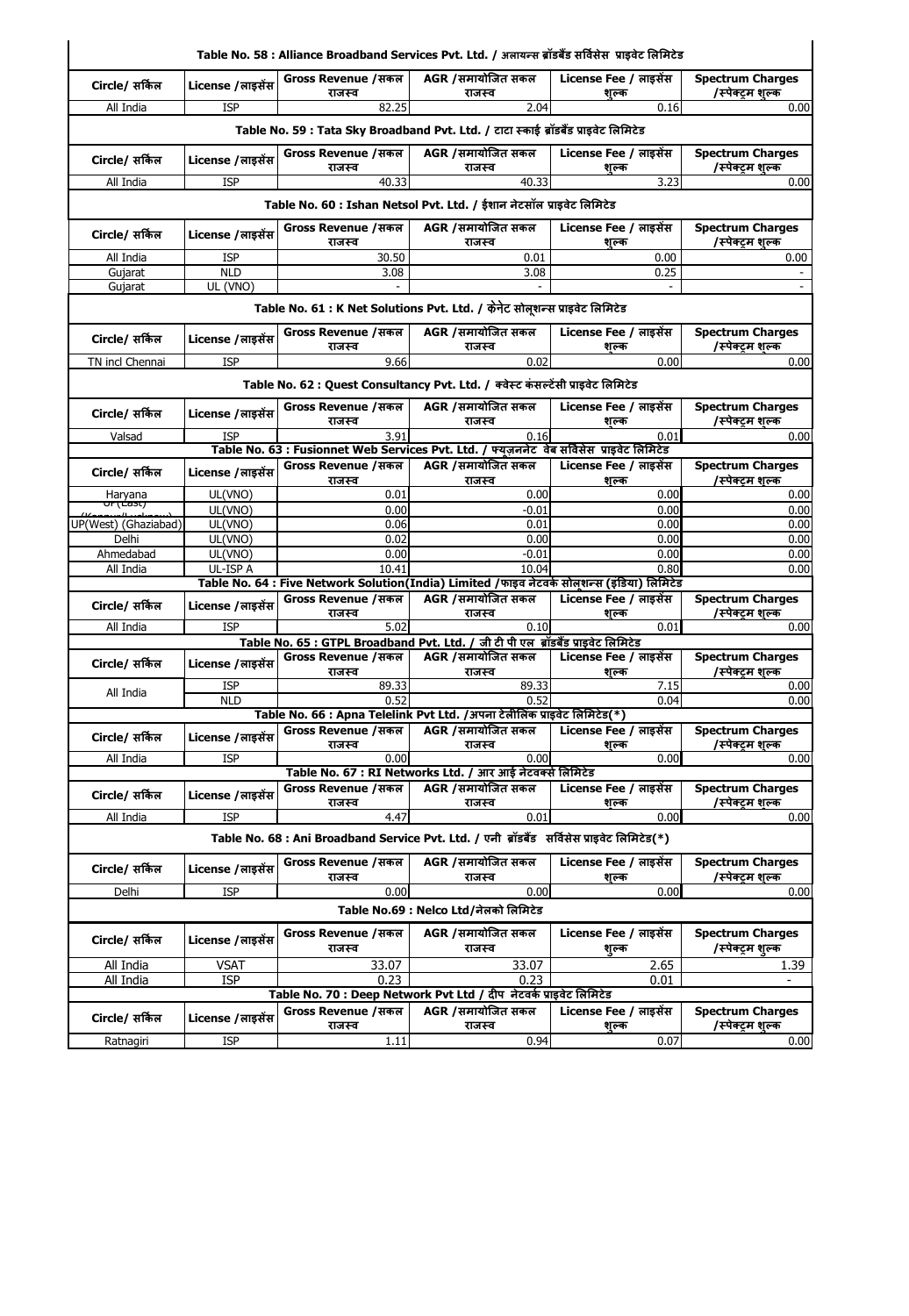**Table No. 58 : Alliance Broadband Services Pvt. Ltd. / अलायन्स ब्रॉडबैंड सर्विसेस प्राइवेट लिमिटेड**

| Circle/ सर्किल | License /लाइसेंस | Gross Revenue /सकल राजस्व | AGR /समायोजित सकल राजस्व | License Fee / लाइसेंस शुल्क | Spectrum Charges /स्पेक्ट्रम शुल्क |
|---|---|---|---|---|---|
| All India | ISP | 82.25 | 2.04 | 0.16 | 0.00 |

**Table No. 59 : Tata Sky Broadband Pvt. Ltd. / टाटा स्काई ब्रॉडबैंड प्राइवेट लिमिटेड**

| Circle/ सर्किल | License /लाइसेंस | Gross Revenue /सकल राजस्व | AGR /समायोजित सकल राजस्व | License Fee / लाइसेंस शुल्क | Spectrum Charges /स्पेक्ट्रम शुल्क |
|---|---|---|---|---|---|
| All India | ISP | 40.33 | 40.33 | 3.23 | 0.00 |

**Table No. 60 : Ishan Netsol Pvt. Ltd. / ईशान नेटसॉल प्राइवेट लिमिटेड**

| Circle/ सर्किल | License /लाइसेंस | Gross Revenue /सकल राजस्व | AGR /समायोजित सकल राजस्व | License Fee / लाइसेंस शुल्क | Spectrum Charges /स्पेक्ट्रम शुल्क |
|---|---|---|---|---|---|
| All India | ISP | 30.50 | 0.01 | 0.00 | 0.00 |
| Gujarat | NLD | 3.08 | 3.08 | 0.25 | - |
| Gujarat | UL (VNO) | - | - | - | - |

**Table No. 61 : K Net Solutions Pvt. Ltd. / केनेट सोलूशन्स प्राइवेट लिमिटेड**

| Circle/ सर्किल | License /लाइसेंस | Gross Revenue /सकल राजस्व | AGR /समायोजित सकल राजस्व | License Fee / लाइसेंस शुल्क | Spectrum Charges /स्पेक्ट्रम शुल्क |
|---|---|---|---|---|---|
| TN incl Chennai | ISP | 9.66 | 0.02 | 0.00 | 0.00 |

**Table No. 62 : Quest Consultancy Pvt. Ltd. / क्वेस्ट कंसल्टेंसी प्राइवेट लिमिटेड**

| Circle/ सर्किल | License /लाइसेंस | Gross Revenue /सकल राजस्व | AGR /समायोजित सकल राजस्व | License Fee / लाइसेंस शुल्क | Spectrum Charges /स्पेक्ट्रम शुल्क |
|---|---|---|---|---|---|
| Valsad | ISP | 3.91 | 0.16 | 0.01 | 0.00 |

**Table No. 63 : Fusionnet Web Services Pvt. Ltd. / फ्यूज़ननेट वेब सर्विसेस प्राइवेट लिमिटेड**

| Circle/ सर्किल | License /लाइसेंस | Gross Revenue /सकल राजस्व | AGR /समायोजित सकल राजस्व | License Fee / लाइसेंस शुल्क | Spectrum Charges /स्पेक्ट्रम शुल्क |
|---|---|---|---|---|---|
| Haryana | UL(VNO) | 0.01 | 0.00 | 0.00 | 0.00 |
| UP(East) | UL(VNO) | 0.00 | -0.01 | 0.00 | 0.00 |
| UP(West) (Ghaziabad) | UL(VNO) | 0.06 | 0.01 | 0.00 | 0.00 |
| Delhi | UL(VNO) | 0.02 | 0.00 | 0.00 | 0.00 |
| Ahmedabad | UL(VNO) | 0.00 | -0.01 | 0.00 | 0.00 |
| All India | UL-ISP A | 10.41 | 10.04 | 0.80 | 0.00 |

**Table No. 64 : Five Network Solution(India) Limited /फाइव नेटवर्क सोलूशन्स (इंडिया) लिमिटेड**

| Circle/ सर्किल | License /लाइसेंस | Gross Revenue /सकल राजस्व | AGR /समायोजित सकल राजस्व | License Fee / लाइसेंस शुल्क | Spectrum Charges /स्पेक्ट्रम शुल्क |
|---|---|---|---|---|---|
| All India | ISP | 5.02 | 0.10 | 0.01 | 0.00 |

**Table No. 65 : GTPL Broadband Pvt. Ltd. / जी टी पी एल ब्रॉडबैंड प्राइवेट लिमिटेड**

| Circle/ सर्किल | License /लाइसेंस | Gross Revenue /सकल राजस्व | AGR /समायोजित सकल राजस्व | License Fee / लाइसेंस शुल्क | Spectrum Charges /स्पेक्ट्रम शुल्क |
|---|---|---|---|---|---|
| All India | ISP | 89.33 | 89.33 | 7.15 | 0.00 |
| | NLD | 0.52 | 0.52 | 0.04 | 0.00 |

**Table No. 66 : Apna Telelink Pvt Ltd. /अपना टेलीलिंक प्राइवेट लिमिटेड(*)**

| Circle/ सर्किल | License /लाइसेंस | Gross Revenue /सकल राजस्व | AGR /समायोजित सकल राजस्व | License Fee / लाइसेंस शुल्क | Spectrum Charges /स्पेक्ट्रम शुल्क |
|---|---|---|---|---|---|
| All India | ISP | 0.00 | 0.00 | 0.00 | 0.00 |

**Table No. 67 : RI Networks Ltd. / आर आई नेटवर्क्स लिमिटेड**

| Circle/ सर्किल | License /लाइसेंस | Gross Revenue /सकल राजस्व | AGR /समायोजित सकल राजस्व | License Fee / लाइसेंस शुल्क | Spectrum Charges /स्पेक्ट्रम शुल्क |
|---|---|---|---|---|---|
| All India | ISP | 4.47 | 0.01 | 0.00 | 0.00 |

**Table No. 68 : Ani Broadband Service Pvt. Ltd. / एनी ब्रॉडबैंड सर्विसेस प्राइवेट लिमिटेड(*)**

| Circle/ सर्किल | License /लाइसेंस | Gross Revenue /सकल राजस्व | AGR /समायोजित सकल राजस्व | License Fee / लाइसेंस शुल्क | Spectrum Charges /स्पेक्ट्रम शुल्क |
|---|---|---|---|---|---|
| Delhi | ISP | 0.00 | 0.00 | 0.00 | 0.00 |

**Table No.69 : Nelco Ltd/नेलको लिमिटेड**

| Circle/ सर्किल | License /लाइसेंस | Gross Revenue /सकल राजस्व | AGR /समायोजित सकल राजस्व | License Fee / लाइसेंस शुल्क | Spectrum Charges /स्पेक्ट्रम शुल्क |
|---|---|---|---|---|---|
| All India | VSAT | 33.07 | 33.07 | 2.65 | 1.39 |
| All India | ISP | 0.23 | 0.23 | 0.01 | - |

**Table No. 70 : Deep Network Pvt Ltd / डीप नेटवर्क प्राइवेट लिमिटेड**

| Circle/ सर्किल | License /लाइसेंस | Gross Revenue /सकल राजस्व | AGR /समायोजित सकल राजस्व | License Fee / लाइसेंस शुल्क | Spectrum Charges /स्पेक्ट्रम शुल्क |
|---|---|---|---|---|---|
| Ratnagiri | ISP | 1.11 | 0.94 | 0.07 | 0.00 |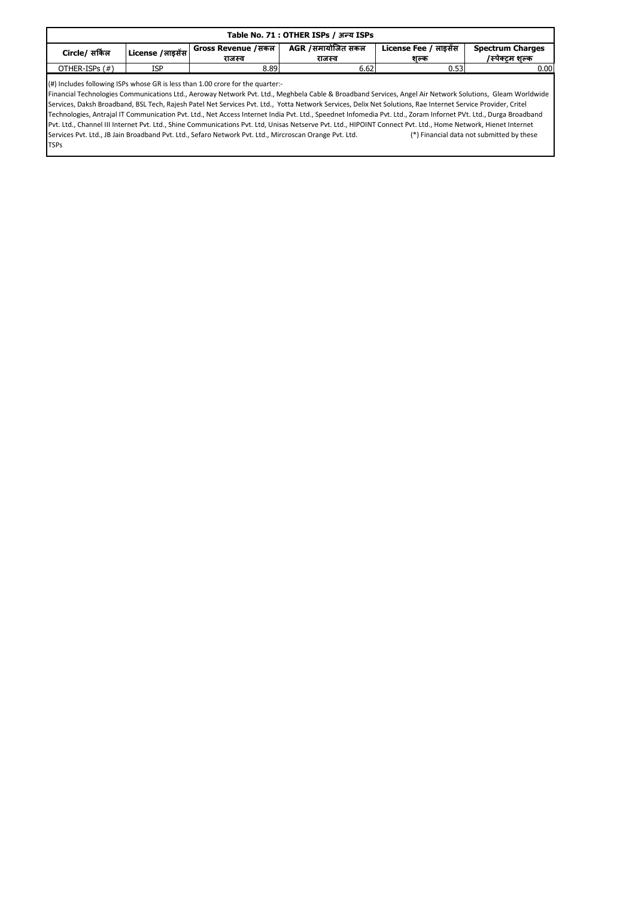## Table No. 71 : OTHER ISPs / अन्य ISPs

| Circle/ सर्किल | License /लाइसेंस | Gross Revenue /सकल राजस्व | AGR /समायोजित सकल राजस्व | License Fee / लाइसेंस शुल्क | Spectrum Charges /स्पेक्ट्रम शुल्क |
|---|---|---|---|---|---|
| OTHER-ISPs (#) | ISP | 8.89 | 6.62 | 0.53 | 0.00 |

(#) Includes following ISPs whose GR is less than 1.00 crore for the quarter:-

Financial Technologies Communications Ltd., Aeroway Network Pvt. Ltd., Meghbela Cable & Broadband Services, Angel Air Network Solutions, Gleam Worldwide Services, Daksh Broadband, BSL Tech, Rajesh Patel Net Services Pvt. Ltd., Yotta Network Services, Delix Net Solutions, Rae Internet Service Provider, Critel Technologies, Antrajal IT Communication Pvt. Ltd., Net Access Internet India Pvt. Ltd., Speednet Infomedia Pvt. Ltd., Zoram Infornet PVt. Ltd., Durga Broadband Pvt. Ltd., Channel III Internet Pvt. Ltd., Shine Communications Pvt. Ltd, Unisas Netserve Pvt. Ltd., HIPOINT Connect Pvt. Ltd., Home Network, Hienet Internet Services Pvt. Ltd., JB Jain Broadband Pvt. Ltd., Sefaro Network Pvt. Ltd., Mircroscan Orange Pvt. Ltd.

(*) Financial data not submitted by these TSPs